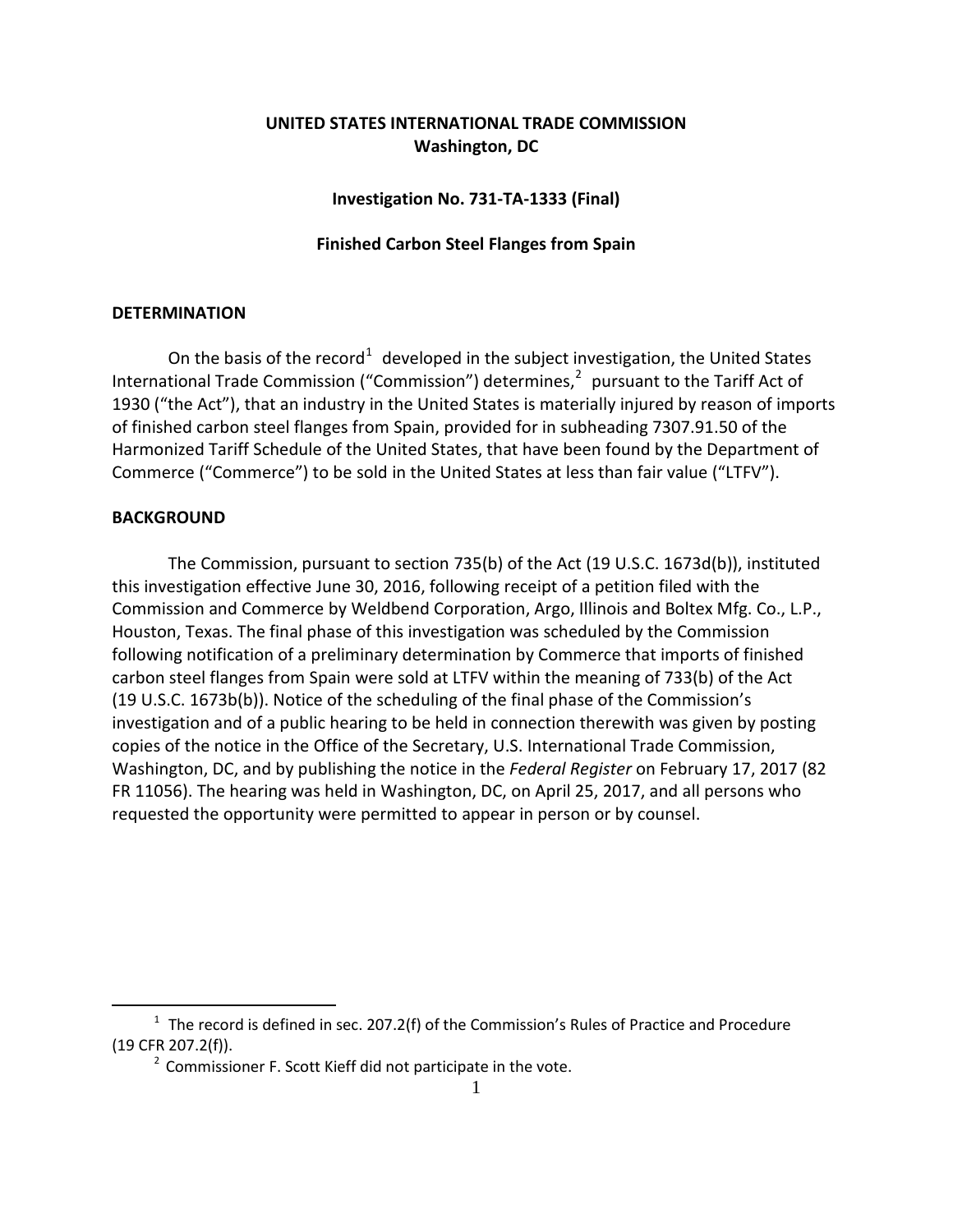**UNITED STATES INTERNATIONAL TRADE COMMISSION**
**Washington, DC**

**Investigation No. 731-TA-1333 (Final)**

**Finished Carbon Steel Flanges from Spain**

## DETERMINATION

On the basis of the record[1] developed in the subject investigation, the United States International Trade Commission ("Commission") determines,[2] pursuant to the Tariff Act of 1930 ("the Act"), that an industry in the United States is materially injured by reason of imports of finished carbon steel flanges from Spain, provided for in subheading 7307.91.50 of the Harmonized Tariff Schedule of the United States, that have been found by the Department of Commerce ("Commerce") to be sold in the United States at less than fair value ("LTFV").

## BACKGROUND

The Commission, pursuant to section 735(b) of the Act (19 U.S.C. 1673d(b)), instituted this investigation effective June 30, 2016, following receipt of a petition filed with the Commission and Commerce by Weldbend Corporation, Argo, Illinois and Boltex Mfg. Co., L.P., Houston, Texas. The final phase of this investigation was scheduled by the Commission following notification of a preliminary determination by Commerce that imports of finished carbon steel flanges from Spain were sold at LTFV within the meaning of 733(b) of the Act (19 U.S.C. 1673b(b)). Notice of the scheduling of the final phase of the Commission's investigation and of a public hearing to be held in connection therewith was given by posting copies of the notice in the Office of the Secretary, U.S. International Trade Commission, Washington, DC, and by publishing the notice in the *Federal Register* on February 17, 2017 (82 FR 11056). The hearing was held in Washington, DC, on April 25, 2017, and all persons who requested the opportunity were permitted to appear in person or by counsel.

---

[1] The record is defined in sec. 207.2(f) of the Commission's Rules of Practice and Procedure (19 CFR 207.2(f)).

[2] Commissioner F. Scott Kieff did not participate in the vote.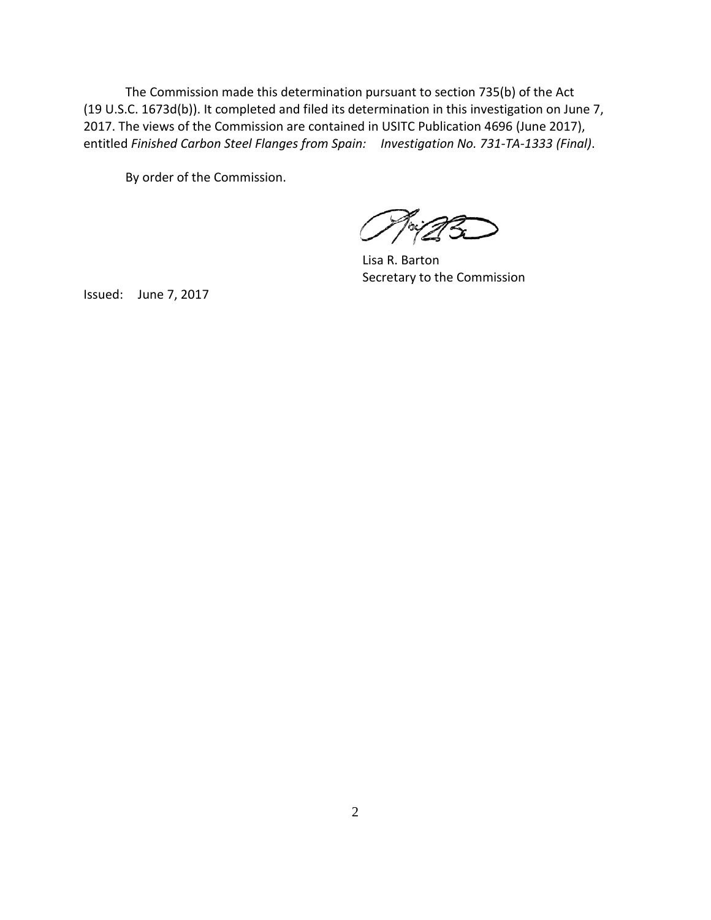The Commission made this determination pursuant to section 735(b) of the Act (19 U.S.C. 1673d(b)). It completed and filed its determination in this investigation on June 7, 2017. The views of the Commission are contained in USITC Publication 4696 (June 2017), entitled *Finished Carbon Steel Flanges from Spain: Investigation No. 731-TA-1333 (Final)*.

By order of the Commission.

Lisa R. Barton
Secretary to the Commission

Issued: June 7, 2017